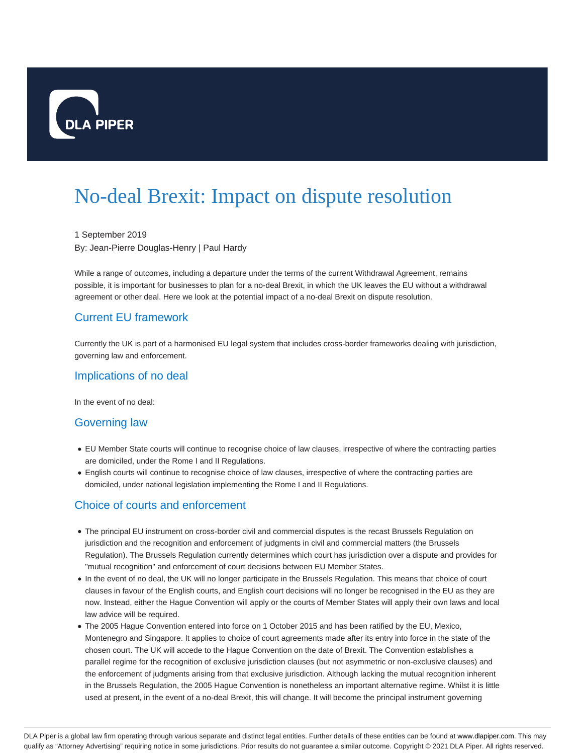# No-deal Brexit: Impact on dispute resolution

1 September 2019

By: Jean-Pierre Douglas-Henry | Paul Hardy

While a range of outcomes, including a departure under the terms of the current Withdrawal Agreement, remains possible, it is important for businesses to plan for a no-deal Brexit, in which the UK leaves the EU without a withdrawal agreement or other deal. Here we look at the potential impact of a no-deal Brexit on dispute resolution.

## Current EU framework

Currently the UK is part of a harmonised EU legal system that includes cross-border frameworks dealing with jurisdiction, governing law and enforcement.

## Implications of no deal

In the event of no deal:

## Governing law

- EU Member State courts will continue to recognise choice of law clauses, irrespective of where the contracting parties are domiciled, under the Rome I and II Regulations.
- English courts will continue to recognise choice of law clauses, irrespective of where the contracting parties are domiciled, under national legislation implementing the Rome I and II Regulations.

## Choice of courts and enforcement

- The principal EU instrument on cross-border civil and commercial disputes is the recast Brussels Regulation on jurisdiction and the recognition and enforcement of judgments in civil and commercial matters (the Brussels Regulation). The Brussels Regulation currently determines which court has jurisdiction over a dispute and provides for "mutual recognition" and enforcement of court decisions between EU Member States.
- In the event of no deal, the UK will no longer participate in the Brussels Regulation. This means that choice of court clauses in favour of the English courts, and English court decisions will no longer be recognised in the EU as they are now. Instead, either the Hague Convention will apply or the courts of Member States will apply their own laws and local law advice will be required.
- The 2005 Hague Convention entered into force on 1 October 2015 and has been ratified by the EU, Mexico, Montenegro and Singapore. It applies to choice of court agreements made after its entry into force in the state of the chosen court. The UK will accede to the Hague Convention on the date of Brexit. The Convention establishes a parallel regime for the recognition of exclusive jurisdiction clauses (but not asymmetric or non-exclusive clauses) and the enforcement of judgments arising from that exclusive jurisdiction. Although lacking the mutual recognition inherent in the Brussels Regulation, the 2005 Hague Convention is nonetheless an important alternative regime. Whilst it is little used at present, in the event of a no-deal Brexit, this will change. It will become the principal instrument governing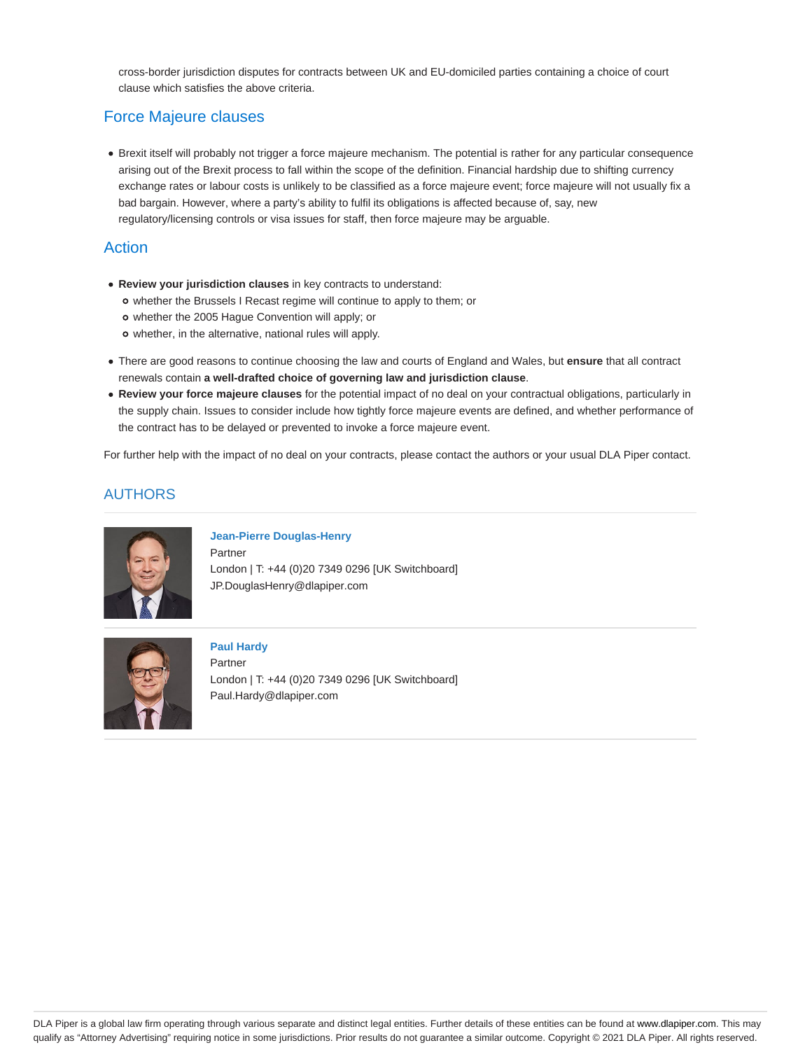cross-border jurisdiction disputes for contracts between UK and EU-domiciled parties containing a choice of court clause which satisfies the above criteria.

## Force Majeure clauses

- Brexit itself will probably not trigger a force majeure mechanism. The potential is rather for any particular consequence arising out of the Brexit process to fall within the scope of the definition. Financial hardship due to shifting currency exchange rates or labour costs is unlikely to be classified as a force majeure event; force majeure will not usually fix a bad bargain. However, where a party's ability to fulfil its obligations is affected because of, say, new regulatory/licensing controls or visa issues for staff, then force majeure may be arguable.

## Action

- **Review your jurisdiction clauses** in key contracts to understand:
  - whether the Brussels I Recast regime will continue to apply to them; or
  - whether the 2005 Hague Convention will apply; or
  - whether, in the alternative, national rules will apply.
- There are good reasons to continue choosing the law and courts of England and Wales, but **ensure** that all contract renewals contain **a well-drafted choice of governing law and jurisdiction clause**.
- **Review your force majeure clauses** for the potential impact of no deal on your contractual obligations, particularly in the supply chain. Issues to consider include how tightly force majeure events are defined, and whether performance of the contract has to be delayed or prevented to invoke a force majeure event.

For further help with the impact of no deal on your contracts, please contact the authors or your usual DLA Piper contact.

## AUTHORS

**Jean-Pierre Douglas-Henry**
Partner
London | T: +44 (0)20 7349 0296 [UK Switchboard]
JP.DouglasHenry@dlapiper.com

**Paul Hardy**
Partner
London | T: +44 (0)20 7349 0296 [UK Switchboard]
Paul.Hardy@dlapiper.com

DLA Piper is a global law firm operating through various separate and distinct legal entities. Further details of these entities can be found at www.dlapiper.com. This may qualify as "Attorney Advertising" requiring notice in some jurisdictions. Prior results do not guarantee a similar outcome. Copyright © 2021 DLA Piper. All rights reserved.